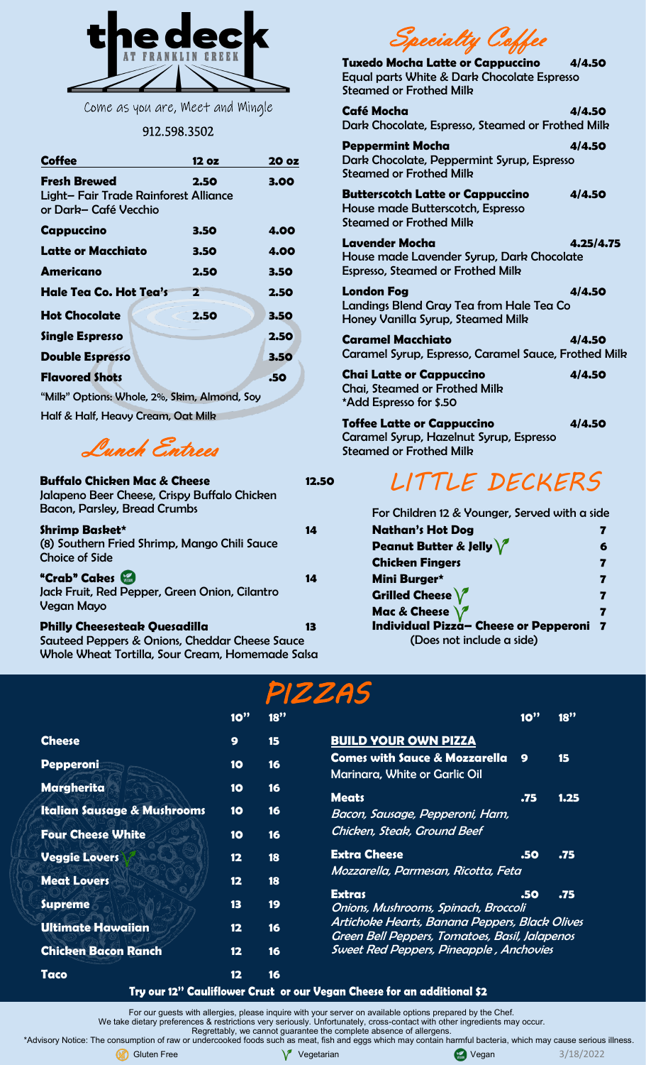# the deck AT FRANKLIN CREEK

Come as you are, Meet and Mingle

912.598.3502

| Coffee | 12 oz | 20 oz |
|---|---|---|
| **Fresh Brewed** Light– Fair Trade Rainforest Alliance or Dark– Café Vecchio | 2.50 | 3.00 |
| **Cappuccino** | 3.50 | 4.00 |
| **Latte or Macchiato** | 3.50 | 4.00 |
| **Americano** | 2.50 | 3.50 |
| **Hale Tea Co. Hot Tea's** | 2 | 2.50 |
| **Hot Chocolate** | 2.50 | 3.50 |
| **Single Espresso** | | 2.50 |
| **Double Espresso** | | 3.50 |
| **Flavored Shots** | | .50 |

"Milk" Options: Whole, 2%, Skim, Almond, Soy

Half & Half, Heavy Cream, Oat Milk

## Lunch Entrees

**Buffalo Chicken Mac & Cheese** 12.50
Jalapeno Beer Cheese, Crispy Buffalo Chicken Bacon, Parsley, Bread Crumbs

**Shrimp Basket*** 14
(8) Southern Fried Shrimp, Mango Chili Sauce Choice of Side

**"Crab" Cakes** (Vegan) 14
Jack Fruit, Red Pepper, Green Onion, Cilantro Vegan Mayo

**Philly Cheesesteak Quesadilla** 13
Sauteed Peppers & Onions, Cheddar Cheese Sauce Whole Wheat Tortilla, Sour Cream, Homemade Salsa

## Specialty Coffee

**Tuxedo Mocha Latte or Cappuccino** 4/4.50
Equal parts White & Dark Chocolate Espresso Steamed or Frothed Milk

**Café Mocha** 4/4.50
Dark Chocolate, Espresso, Steamed or Frothed Milk

**Peppermint Mocha** 4/4.50
Dark Chocolate, Peppermint Syrup, Espresso Steamed or Frothed Milk

**Butterscotch Latte or Cappuccino** 4/4.50
House made Butterscotch, Espresso Steamed or Frothed Milk

**Lavender Mocha** 4.25/4.75
House made Lavender Syrup, Dark Chocolate Espresso, Steamed or Frothed Milk

**London Fog** 4/4.50
Landings Blend Gray Tea from Hale Tea Co Honey Vanilla Syrup, Steamed Milk

**Caramel Macchiato** 4/4.50
Caramel Syrup, Espresso, Caramel Sauce, Frothed Milk

**Chai Latte or Cappuccino** 4/4.50
Chai, Steamed or Frothed Milk
*Add Espresso for $.50

**Toffee Latte or Cappuccino** 4/4.50
Caramel Syrup, Hazelnut Syrup, Espresso Steamed or Frothed Milk

## LITTLE DECKERS

For Children 12 & Younger, Served with a side

| | |
|---|---|
| **Nathan's Hot Dog** | 7 |
| **Peanut Butter & Jelly** (Vegetarian) | 6 |
| **Chicken Fingers** | 7 |
| **Mini Burger*** | 7 |
| **Grilled Cheese** (Vegetarian) | 7 |
| **Mac & Cheese** (Vegetarian) | 7 |
| **Individual Pizza– Cheese or Pepperoni** (Does not include a side) | 7 |

## PIZZAS

| | 10" | 18" |
|---|---|---|
| **Cheese** | 9 | 15 |
| **Pepperoni** | 10 | 16 |
| **Margherita** | 10 | 16 |
| **Italian Sausage & Mushrooms** | 10 | 16 |
| **Four Cheese White** | 10 | 16 |
| **Veggie Lovers** (Vegetarian) | 12 | 18 |
| **Meat Lovers** | 12 | 18 |
| **Supreme** | 13 | 19 |
| **Ultimate Hawaiian** | 12 | 16 |
| **Chicken Bacon Ranch** | 12 | 16 |
| **Taco** | 12 | 16 |

| BUILD YOUR OWN PIZZA | 10" | 18" |
|---|---|---|
| **Comes with Sauce & Mozzarella** Marinara, White or Garlic Oil | 9 | 15 |
| **Meats** *Bacon, Sausage, Pepperoni, Ham, Chicken, Steak, Ground Beef* | .75 | 1.25 |
| **Extra Cheese** *Mozzarella, Parmesan, Ricotta, Feta* | .50 | .75 |
| **Extras** *Onions, Mushrooms, Spinach, Broccoli Artichoke Hearts, Banana Peppers, Black Olives Green Bell Peppers, Tomatoes, Basil, Jalapenos Sweet Red Peppers, Pineapple , Anchovies* | .50 | .75 |

**Try our 12" Cauliflower Crust or our Vegan Cheese for an additional $2**

For our guests with allergies, please inquire with your server on available options prepared by the Chef.
We take dietary preferences & restrictions very seriously. Unfortunately, cross-contact with other ingredients may occur.
Regrettably, we cannot guarantee the complete absence of allergens.
*Advisory Notice: The consumption of raw or undercooked foods such as meat, fish and eggs which may contain harmful bacteria, which may cause serious illness.

Gluten Free | Vegetarian | Vegan

3/18/2022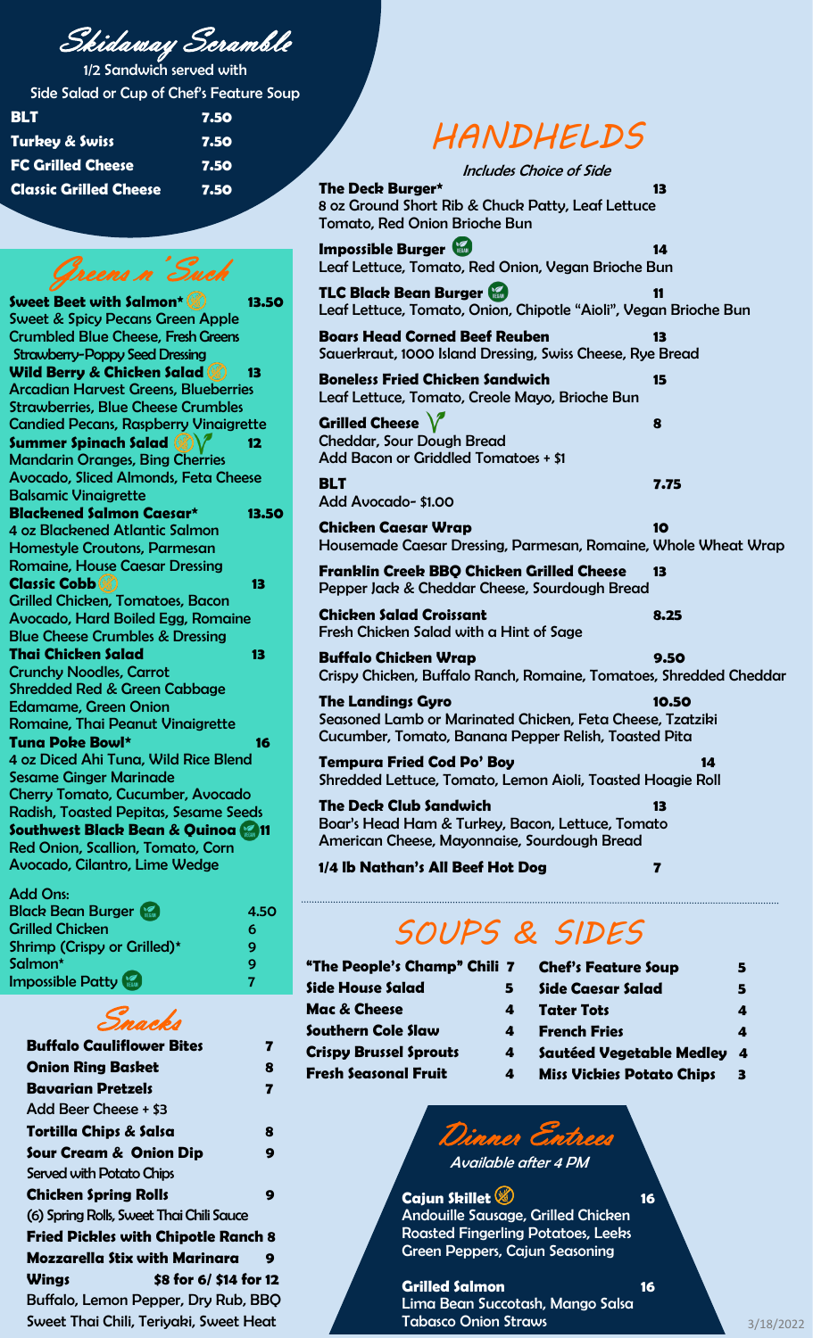## Skidaway Scramble

1/2 Sandwich served with
Side Salad or Cup of Chef's Feature Soup

| | |
|---|---|
| **BLT** | **7.50** |
| **Turkey & Swiss** | **7.50** |
| **FC Grilled Cheese** | **7.50** |
| **Classic Grilled Cheese** | **7.50** |

## Greens n' Such

**Sweet Beet with Salmon*** **13.50**
Sweet & Spicy Pecans Green Apple
Crumbled Blue Cheese, Fresh Greens
Strawberry-Poppy Seed Dressing

**Wild Berry & Chicken Salad** **13**
Arcadian Harvest Greens, Blueberries
Strawberries, Blue Cheese Crumbles
Candied Pecans, Raspberry Vinaigrette

**Summer Spinach Salad** **12**
Mandarin Oranges, Bing Cherries
Avocado, Sliced Almonds, Feta Cheese
Balsamic Vinaigrette

**Blackened Salmon Caesar*** **13.50**
4 oz Blackened Atlantic Salmon
Homestyle Croutons, Parmesan
Romaine, House Caesar Dressing

**Classic Cobb** **13**
Grilled Chicken, Tomatoes, Bacon
Avocado, Hard Boiled Egg, Romaine
Blue Cheese Crumbles & Dressing

**Thai Chicken Salad** **13**
Crunchy Noodles, Carrot
Shredded Red & Green Cabbage
Edamame, Green Onion
Romaine, Thai Peanut Vinaigrette

**Tuna Poke Bowl*** **16**
4 oz Diced Ahi Tuna, Wild Rice Blend
Sesame Ginger Marinade
Cherry Tomato, Cucumber, Avocado
Radish, Toasted Pepitas, Sesame Seeds

**Southwest Black Bean & Quinoa** **11**
Red Onion, Scallion, Tomato, Corn
Avocado, Cilantro, Lime Wedge

Add Ons:

| | |
|---|---|
| Black Bean Burger | 4.50 |
| Grilled Chicken | 6 |
| Shrimp (Crispy or Grilled)* | 9 |
| Salmon* | 9 |
| Impossible Patty | 7 |

## Snacks

| | |
|---|---|
| **Buffalo Cauliflower Bites** | **7** |
| **Onion Ring Basket** | **8** |
| **Bavarian Pretzels** | **7** |
| Add Beer Cheese + $3 | |
| **Tortilla Chips & Salsa** | **8** |
| **Sour Cream & Onion Dip** | **9** |
| Served with Potato Chips | |
| **Chicken Spring Rolls** | **9** |
| (6) Spring Rolls, Sweet Thai Chili Sauce | |
| **Fried Pickles with Chipotle Ranch** | **8** |
| **Mozzarella Stix with Marinara** | **9** |
| **Wings** | **$8 for 6/ $14 for 12** |
| Buffalo, Lemon Pepper, Dry Rub, BBQ | |
| Sweet Thai Chili, Teriyaki, Sweet Heat | |

# HANDHELDS

*Includes Choice of Side*

**The Deck Burger*** **13**
8 oz Ground Short Rib & Chuck Patty, Leaf Lettuce
Tomato, Red Onion Brioche Bun

**Impossible Burger** **14**
Leaf Lettuce, Tomato, Red Onion, Vegan Brioche Bun

**TLC Black Bean Burger** **11**
Leaf Lettuce, Tomato, Onion, Chipotle "Aioli", Vegan Brioche Bun

**Boars Head Corned Beef Reuben** **13**
Sauerkraut, 1000 Island Dressing, Swiss Cheese, Rye Bread

**Boneless Fried Chicken Sandwich** **15**
Leaf Lettuce, Tomato, Creole Mayo, Brioche Bun

**Grilled Cheese** **8**
Cheddar, Sour Dough Bread
Add Bacon or Griddled Tomatoes + $1

**BLT** **7.75**
Add Avocado- $1.00

**Chicken Caesar Wrap** **10**
Housemade Caesar Dressing, Parmesan, Romaine, Whole Wheat Wrap

**Franklin Creek BBQ Chicken Grilled Cheese** **13**
Pepper Jack & Cheddar Cheese, Sourdough Bread

**Chicken Salad Croissant** **8.25**
Fresh Chicken Salad with a Hint of Sage

**Buffalo Chicken Wrap** **9.50**
Crispy Chicken, Buffalo Ranch, Romaine, Tomatoes, Shredded Cheddar

**The Landings Gyro** **10.50**
Seasoned Lamb or Marinated Chicken, Feta Cheese, Tzatziki
Cucumber, Tomato, Banana Pepper Relish, Toasted Pita

**Tempura Fried Cod Po' Boy** **14**
Shredded Lettuce, Tomato, Lemon Aioli, Toasted Hoagie Roll

**The Deck Club Sandwich** **13**
Boar's Head Ham & Turkey, Bacon, Lettuce, Tomato
American Cheese, Mayonnaise, Sourdough Bread

**1/4 lb Nathan's All Beef Hot Dog** **7**

# SOUPS & SIDES

| | | | |
|---|---|---|---|
| **"The People's Champ" Chili** | **7** | **Chef's Feature Soup** | **5** |
| **Side House Salad** | **5** | **Side Caesar Salad** | **5** |
| **Mac & Cheese** | **4** | **Tater Tots** | **4** |
| **Southern Cole Slaw** | **4** | **French Fries** | **4** |
| **Crispy Brussel Sprouts** | **4** | **Sautéed Vegetable Medley** | **4** |
| **Fresh Seasonal Fruit** | **4** | **Miss Vickies Potato Chips** | **3** |

## Dinner Entrees

*Available after 4 PM*

**Cajun Skillet** **16**
Andouille Sausage, Grilled Chicken
Roasted Fingerling Potatoes, Leeks
Green Peppers, Cajun Seasoning

**Grilled Salmon** **16**
Lima Bean Succotash, Mango Salsa
Tabasco Onion Straws

3/18/2022